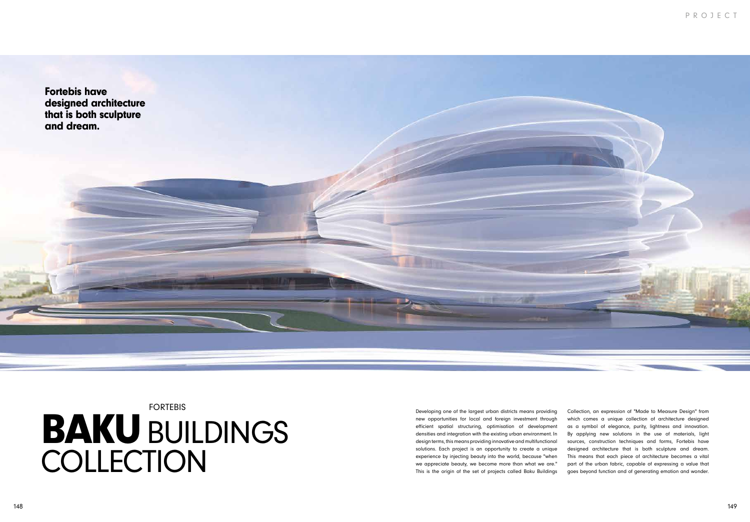**Fortebis have designed architecture that is both sculpture and dream.**

FORTEBIS

# BAKU BUILDINGS COLLECTION

Developing one of the largest urban districts means providing new opportunities for local and foreign investment through efficient spatial structuring, optimisation of development densities and integration with the existing urban environment. In design terms, this means providing innovative and multifunctional solutions. Each project is an opportunity to create a unique experience by injecting beauty into the world, because "when we appreciate beauty, we become more than what we are." This is the origin of the set of projects called Baku Buildings Collection, an expression of "Made to Measure Design" from which comes a unique collection of architecture designed as a symbol of elegance, purity, lightness and innovation. By applying new solutions in the use of materials, light sources, construction techniques and forms, Fortebis have designed architecture that is both sculpture and dream. This means that each piece of architecture becomes a vital part of the urban fabric, capable of expressing a value that goes beyond function and of generating emotion and wonder.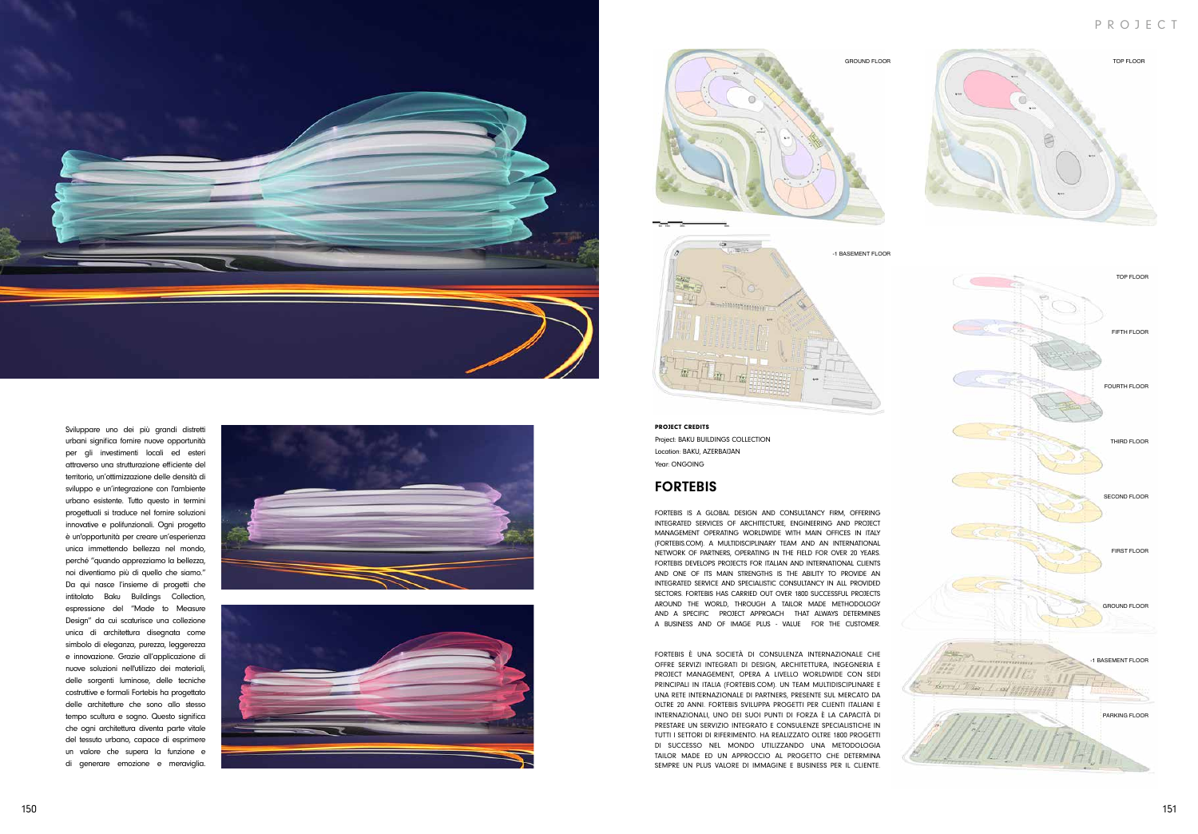Sviluppare uno dei più grandi distretti urbani significa fornire nuove opportunità per gli investimenti locali ed esteri attraverso una strutturazione efficiente del territorio, un'ottimizzazione delle densità di sviluppo e un'integrazione con l'ambiente urbano esistente. Tutto questo in termini progettuali si traduce nel fornire soluzioni innovative e polifunzionali. Ogni progetto è un'opportunità per creare un'esperienza unica immettendo bellezza nel mondo, perché "quando apprezziamo la bellezza, noi diventiamo più di quello che siamo." Da qui nasce l'insieme di progetti che intitolato Baku Buildings Collection, espressione del "Made to Measure Design" da cui scaturisce una collezione unica di architettura disegnata come simbolo di eleganza, purezza, leggerezza e innovazione. Grazie all'applicazione di nuove soluzioni nell'utilizzo dei materiali, delle sorgenti luminose, delle tecniche costruttive e formali Fortebis ha progettato delle architetture che sono allo stesso tempo scultura e sogno. Questo significa che ogni architettura diventa parte vitale del tessuto urbano, capace di esprimere un valore che supera la funzione e di generare emozione e meraviglia.

GROUND FLOOR

TOP FLOOR

-1 BASEMENT FLOOR

TOP FLOOR

FIFTH FLOOR

FOURTH FLOOR

THIRD FLOOR

SECOND FLOOR

FIRST FLOOR

GROUND FLOOR

-1 BASEMENT FLOOR

PARKING FLOOR

**PROJECT CREDITS**

Project: BAKU BUILDINGS COLLECTION
Location: BAKU, AZERBAIJAN
Year: ONGOING

## FORTEBIS

FORTEBIS IS A GLOBAL DESIGN AND CONSULTANCY FIRM, OFFERING INTEGRATED SERVICES OF ARCHITECTURE, ENGINEERING AND PROJECT MANAGEMENT OPERATING WORLDWIDE WITH MAIN OFFICES IN ITALY (FORTEBIS.COM). A MULTIDISCIPLINARY TEAM AND AN INTERNATIONAL NETWORK OF PARTNERS, OPERATING IN THE FIELD FOR OVER 20 YEARS. FORTEBIS DEVELOPS PROJECTS FOR ITALIAN AND INTERNATIONAL CLIENTS AND ONE OF ITS MAIN STRENGTHS IS THE ABILITY TO PROVIDE AN INTEGRATED SERVICE AND SPECIALISTIC CONSULTANCY IN ALL PROVIDED SECTORS. FORTEBIS HAS CARRIED OUT OVER 1800 SUCCESSFUL PROJECTS AROUND THE WORLD, THROUGH A TAILOR MADE METHODOLOGY AND A SPECIFIC PROJECT APPROACH THAT ALWAYS DETERMINES A BUSINESS AND OF IMAGE PLUS - VALUE FOR THE CUSTOMER.

FORTEBIS È UNA SOCIETÀ DI CONSULENZA INTERNAZIONALE CHE OFFRE SERVIZI INTEGRATI DI DESIGN, ARCHITETTURA, INGEGNERIA E PROJECT MANAGEMENT, OPERA A LIVELLO MONDIALE CON SEDI PRINCIPALI IN ITALIA (FORTEBIS.COM). UN TEAM MULTIDISCIPLINARE E UNA RETE INTERNAZIONALE DI PARTNERS, PRESENTE SUL MERCATO DA OLTRE 20 ANNI. FORTEBIS SVILUPPA PROGETTI PER CLIENTI ITALIANI E INTERNAZIONALI, UNO DEI SUOI PUNTI DI FORZA È LA CAPACITÀ DI PRESTARE UN SERVIZIO INTEGRATO E CONSULENZE SPECIALISTICHE IN TUTTI I SETTORI DI RIFERIMENTO. HA REALIZZATO OLTRE 1800 PROGETTI DI SUCCESSO NEL MONDO UTILIZZANDO UNA METODOLOGIA TAILOR MADE ED UN APPROCCIO AL PROGETTO CHE DETERMINA SEMPRE UN PLUS VALORE DI IMMAGINE E BUSINESS PER IL CLIENTE.